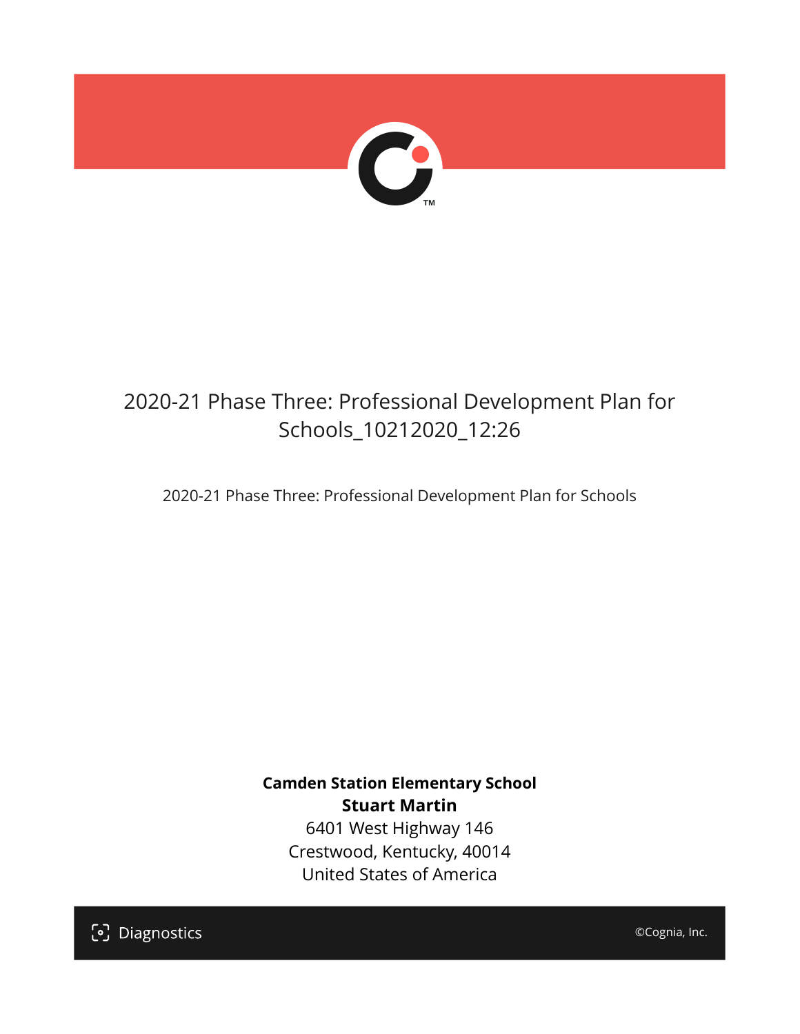# 2020-21 Phase Three: Professional Development Plan for Schools_10212020_12:26

2020-21 Phase Three: Professional Development Plan for Schools

**Camden Station Elementary School**

**Stuart Martin**

6401 West Highway 146

Crestwood, Kentucky, 40014

United States of America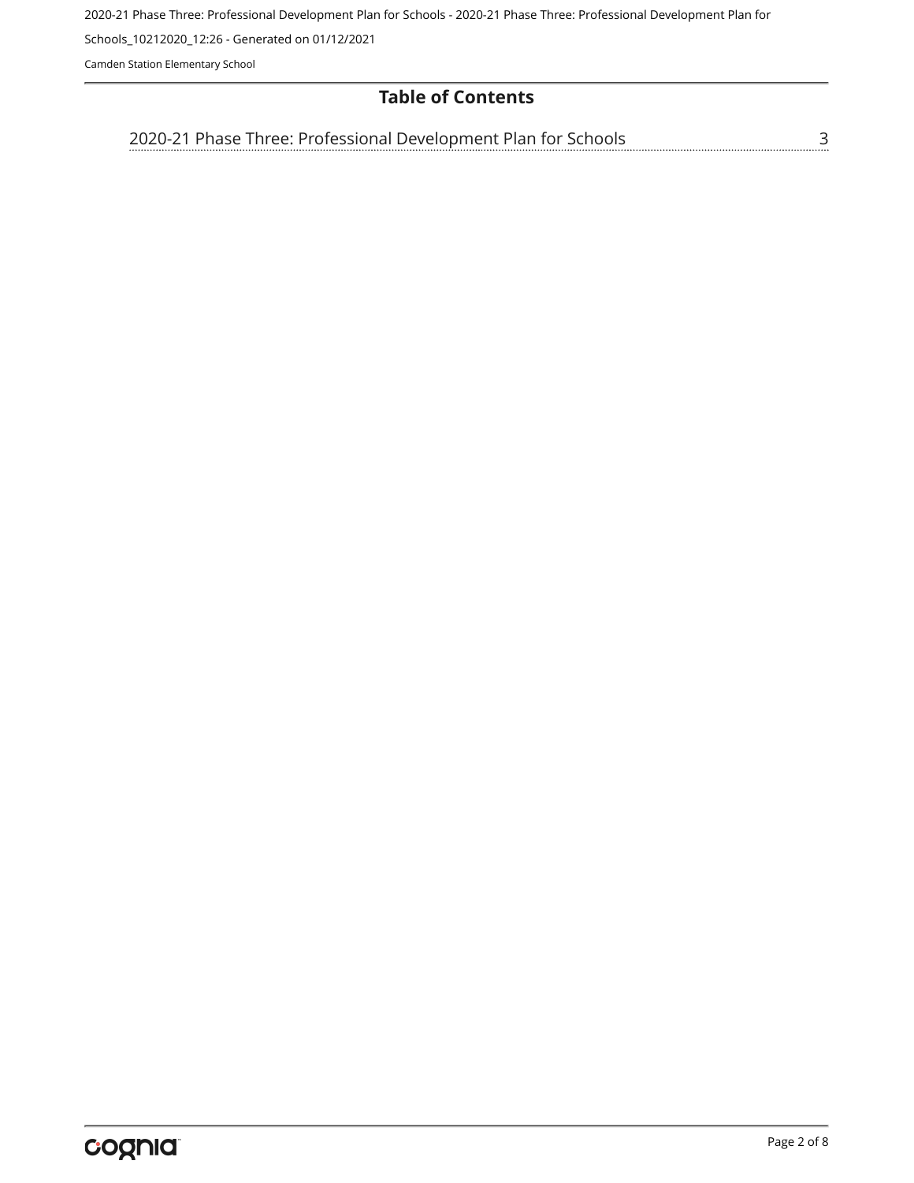## Table of Contents

2020-21 Phase Three: Professional Development Plan for Schools ........ 3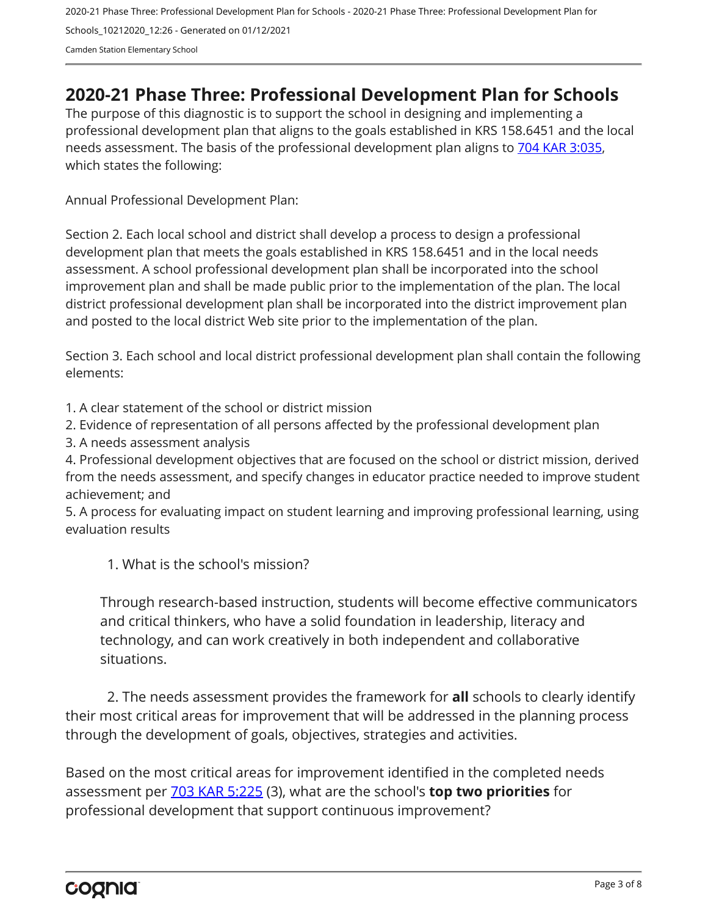# 2020-21 Phase Three: Professional Development Plan for Schools

The purpose of this diagnostic is to support the school in designing and implementing a professional development plan that aligns to the goals established in KRS 158.6451 and the local needs assessment. The basis of the professional development plan aligns to 704 KAR 3:035, which states the following:

Annual Professional Development Plan:

Section 2. Each local school and district shall develop a process to design a professional development plan that meets the goals established in KRS 158.6451 and in the local needs assessment. A school professional development plan shall be incorporated into the school improvement plan and shall be made public prior to the implementation of the plan. The local district professional development plan shall be incorporated into the district improvement plan and posted to the local district Web site prior to the implementation of the plan.

Section 3. Each school and local district professional development plan shall contain the following elements:

1. A clear statement of the school or district mission
2. Evidence of representation of all persons affected by the professional development plan
3. A needs assessment analysis
4. Professional development objectives that are focused on the school or district mission, derived from the needs assessment, and specify changes in educator practice needed to improve student achievement; and
5. A process for evaluating impact on student learning and improving professional learning, using evaluation results

1. What is the school's mission?

Through research-based instruction, students will become effective communicators and critical thinkers, who have a solid foundation in leadership, literacy and technology, and can work creatively in both independent and collaborative situations.

2. The needs assessment provides the framework for **all** schools to clearly identify their most critical areas for improvement that will be addressed in the planning process through the development of goals, objectives, strategies and activities.

Based on the most critical areas for improvement identified in the completed needs assessment per 703 KAR 5:225 (3), what are the school's **top two priorities** for professional development that support continuous improvement?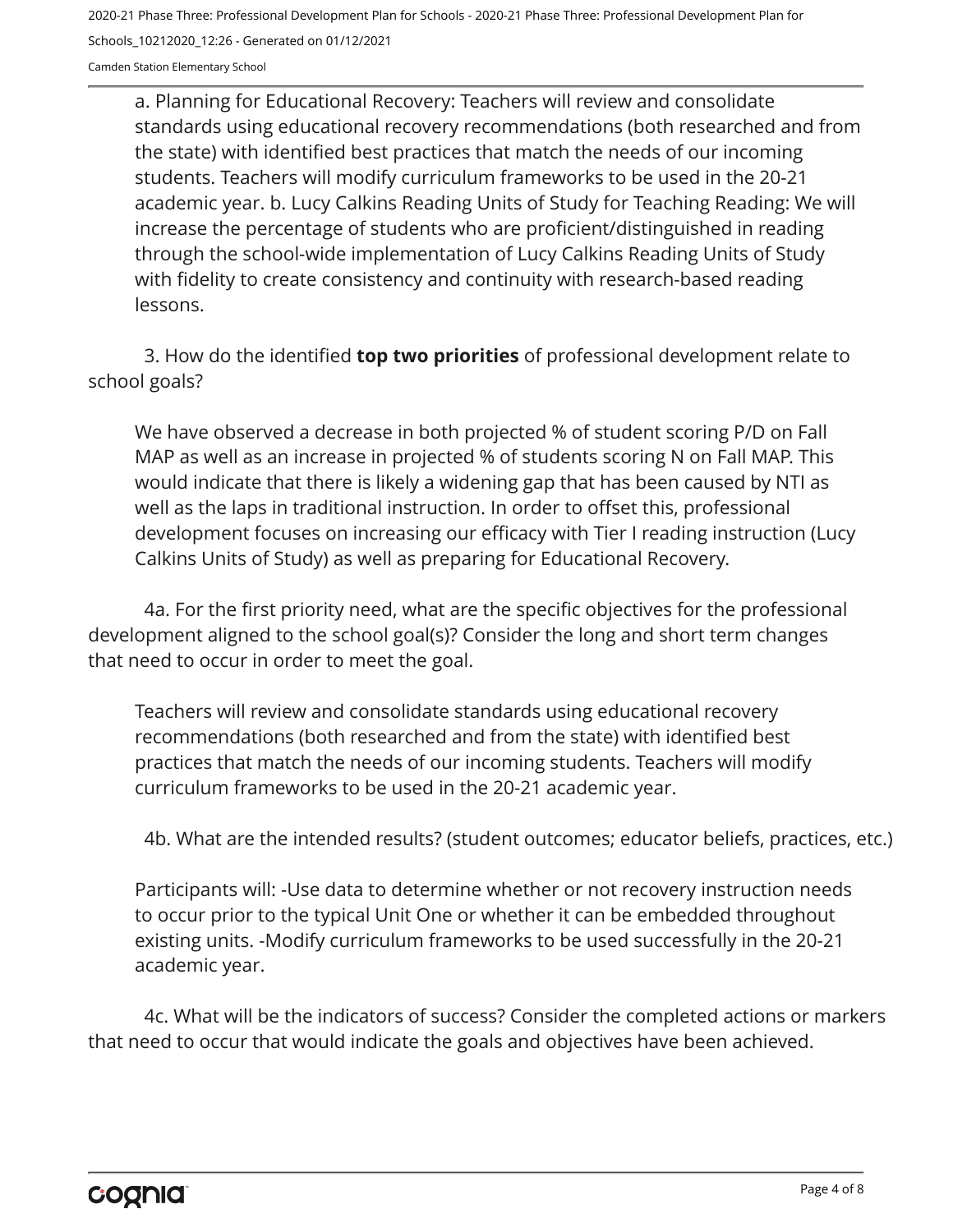a. Planning for Educational Recovery: Teachers will review and consolidate standards using educational recovery recommendations (both researched and from the state) with identified best practices that match the needs of our incoming students. Teachers will modify curriculum frameworks to be used in the 20-21 academic year. b. Lucy Calkins Reading Units of Study for Teaching Reading: We will increase the percentage of students who are proficient/distinguished in reading through the school-wide implementation of Lucy Calkins Reading Units of Study with fidelity to create consistency and continuity with research-based reading lessons.

3. How do the identified **top two priorities** of professional development relate to school goals?

We have observed a decrease in both projected % of student scoring P/D on Fall MAP as well as an increase in projected % of students scoring N on Fall MAP. This would indicate that there is likely a widening gap that has been caused by NTI as well as the laps in traditional instruction. In order to offset this, professional development focuses on increasing our efficacy with Tier I reading instruction (Lucy Calkins Units of Study) as well as preparing for Educational Recovery.

4a. For the first priority need, what are the specific objectives for the professional development aligned to the school goal(s)? Consider the long and short term changes that need to occur in order to meet the goal.

Teachers will review and consolidate standards using educational recovery recommendations (both researched and from the state) with identified best practices that match the needs of our incoming students. Teachers will modify curriculum frameworks to be used in the 20-21 academic year.

4b. What are the intended results? (student outcomes; educator beliefs, practices, etc.)

Participants will: -Use data to determine whether or not recovery instruction needs to occur prior to the typical Unit One or whether it can be embedded throughout existing units. -Modify curriculum frameworks to be used successfully in the 20-21 academic year.

4c. What will be the indicators of success? Consider the completed actions or markers that need to occur that would indicate the goals and objectives have been achieved.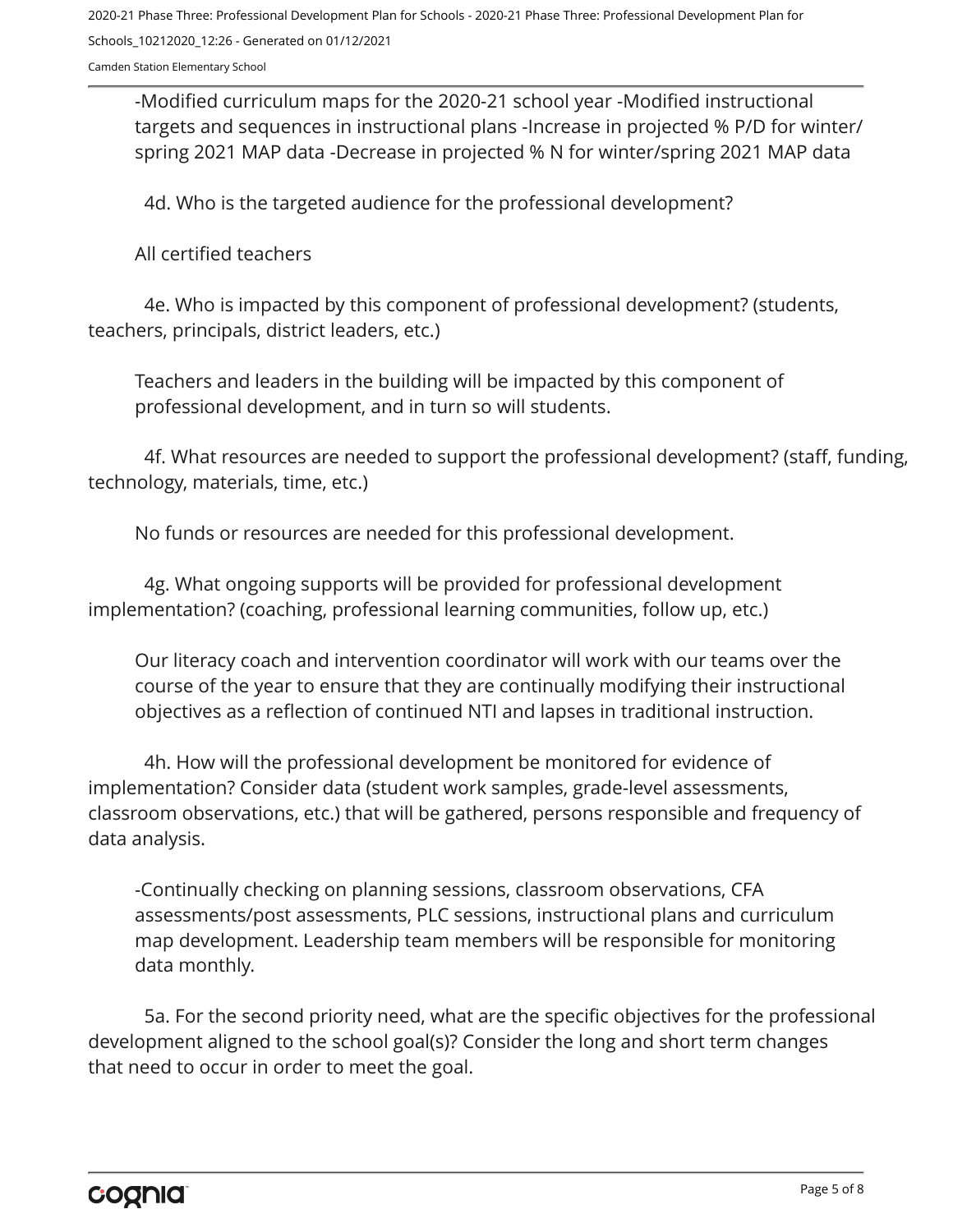-Modified curriculum maps for the 2020-21 school year -Modified instructional targets and sequences in instructional plans -Increase in projected % P/D for winter/spring 2021 MAP data -Decrease in projected % N for winter/spring 2021 MAP data

4d. Who is the targeted audience for the professional development?

All certified teachers

4e. Who is impacted by this component of professional development? (students, teachers, principals, district leaders, etc.)

Teachers and leaders in the building will be impacted by this component of professional development, and in turn so will students.

4f. What resources are needed to support the professional development? (staff, funding, technology, materials, time, etc.)

No funds or resources are needed for this professional development.

4g. What ongoing supports will be provided for professional development implementation? (coaching, professional learning communities, follow up, etc.)

Our literacy coach and intervention coordinator will work with our teams over the course of the year to ensure that they are continually modifying their instructional objectives as a reflection of continued NTI and lapses in traditional instruction.

4h. How will the professional development be monitored for evidence of implementation? Consider data (student work samples, grade-level assessments, classroom observations, etc.) that will be gathered, persons responsible and frequency of data analysis.

-Continually checking on planning sessions, classroom observations, CFA assessments/post assessments, PLC sessions, instructional plans and curriculum map development. Leadership team members will be responsible for monitoring data monthly.

5a. For the second priority need, what are the specific objectives for the professional development aligned to the school goal(s)? Consider the long and short term changes that need to occur in order to meet the goal.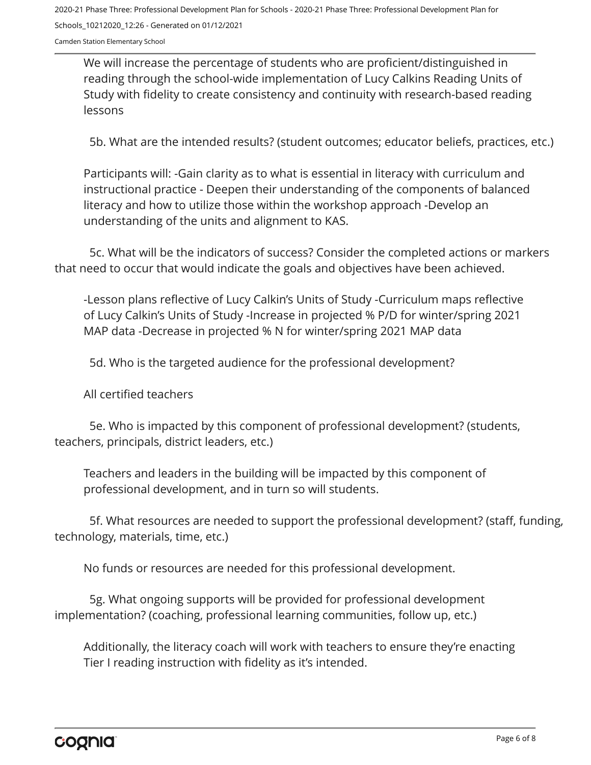We will increase the percentage of students who are proficient/distinguished in reading through the school-wide implementation of Lucy Calkins Reading Units of Study with fidelity to create consistency and continuity with research-based reading lessons

5b. What are the intended results? (student outcomes; educator beliefs, practices, etc.)

Participants will: -Gain clarity as to what is essential in literacy with curriculum and instructional practice - Deepen their understanding of the components of balanced literacy and how to utilize those within the workshop approach -Develop an understanding of the units and alignment to KAS.

5c. What will be the indicators of success? Consider the completed actions or markers that need to occur that would indicate the goals and objectives have been achieved.

-Lesson plans reflective of Lucy Calkin's Units of Study -Curriculum maps reflective of Lucy Calkin's Units of Study -Increase in projected % P/D for winter/spring 2021 MAP data -Decrease in projected % N for winter/spring 2021 MAP data

5d. Who is the targeted audience for the professional development?

All certified teachers

5e. Who is impacted by this component of professional development? (students, teachers, principals, district leaders, etc.)

Teachers and leaders in the building will be impacted by this component of professional development, and in turn so will students.

5f. What resources are needed to support the professional development? (staff, funding, technology, materials, time, etc.)

No funds or resources are needed for this professional development.

5g. What ongoing supports will be provided for professional development implementation? (coaching, professional learning communities, follow up, etc.)

Additionally, the literacy coach will work with teachers to ensure they're enacting Tier I reading instruction with fidelity as it's intended.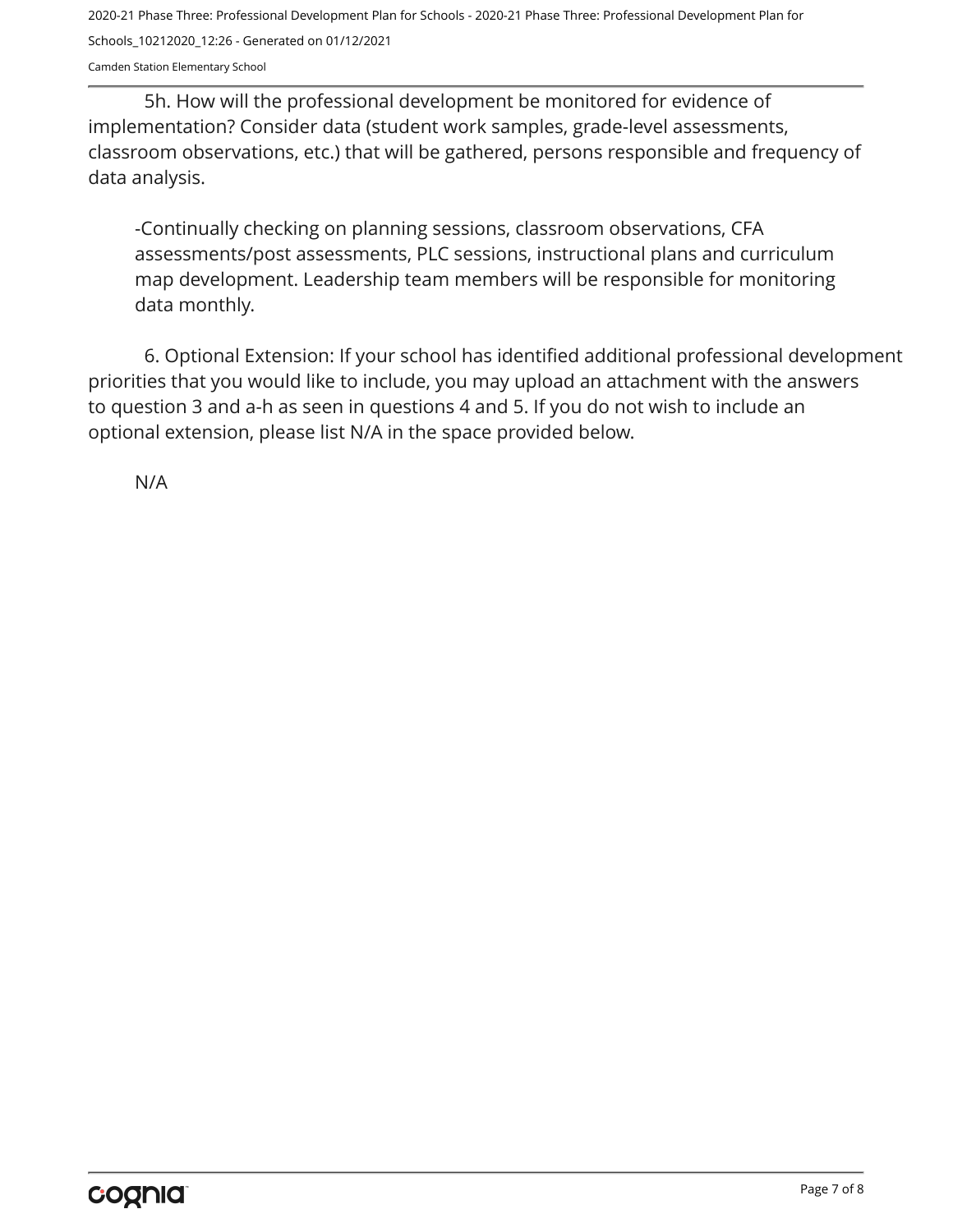5h. How will the professional development be monitored for evidence of implementation? Consider data (student work samples, grade-level assessments, classroom observations, etc.) that will be gathered, persons responsible and frequency of data analysis.

-Continually checking on planning sessions, classroom observations, CFA assessments/post assessments, PLC sessions, instructional plans and curriculum map development. Leadership team members will be responsible for monitoring data monthly.

6. Optional Extension: If your school has identified additional professional development priorities that you would like to include, you may upload an attachment with the answers to question 3 and a-h as seen in questions 4 and 5. If you do not wish to include an optional extension, please list N/A in the space provided below.

N/A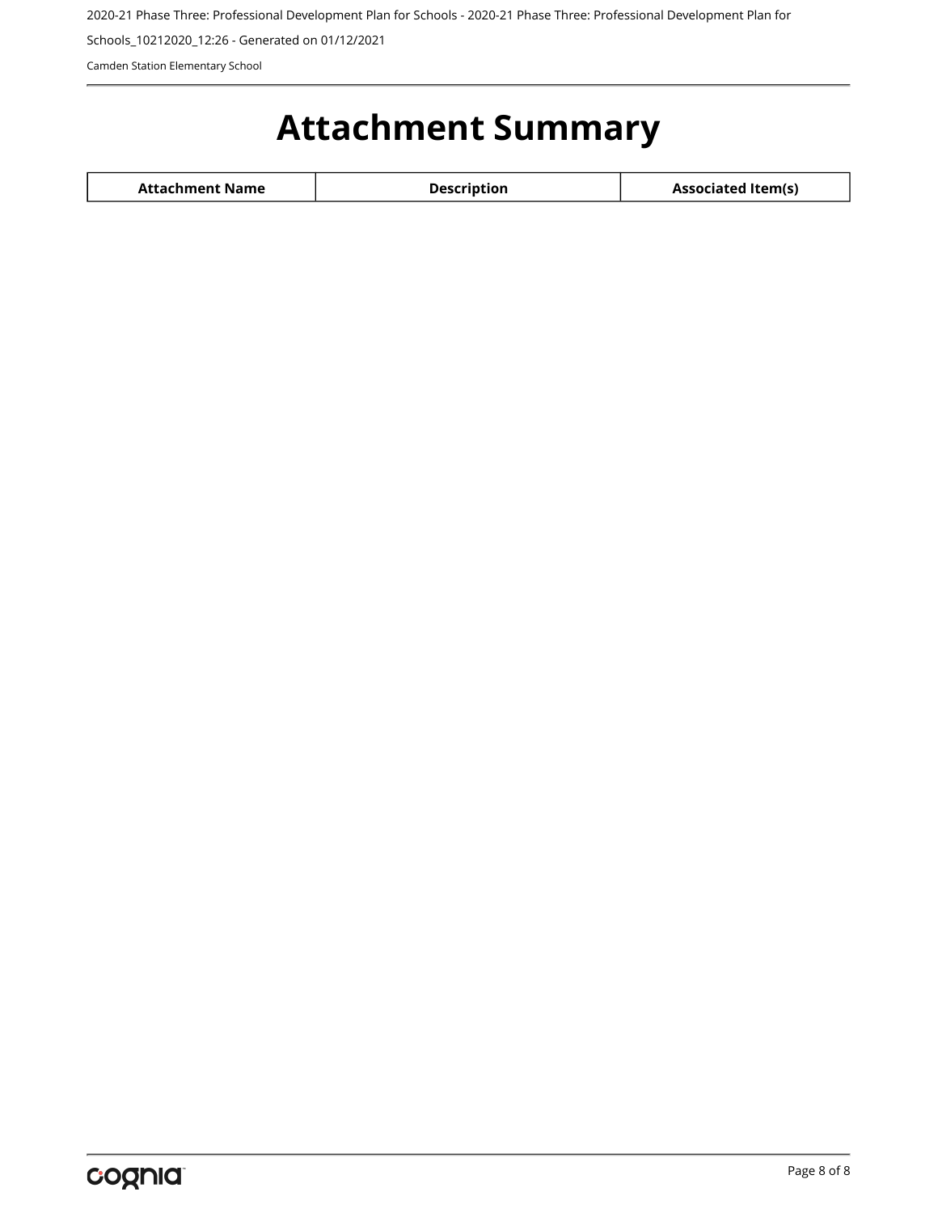# Attachment Summary

| Attachment Name | Description | Associated Item(s) |
| --- | --- | --- |